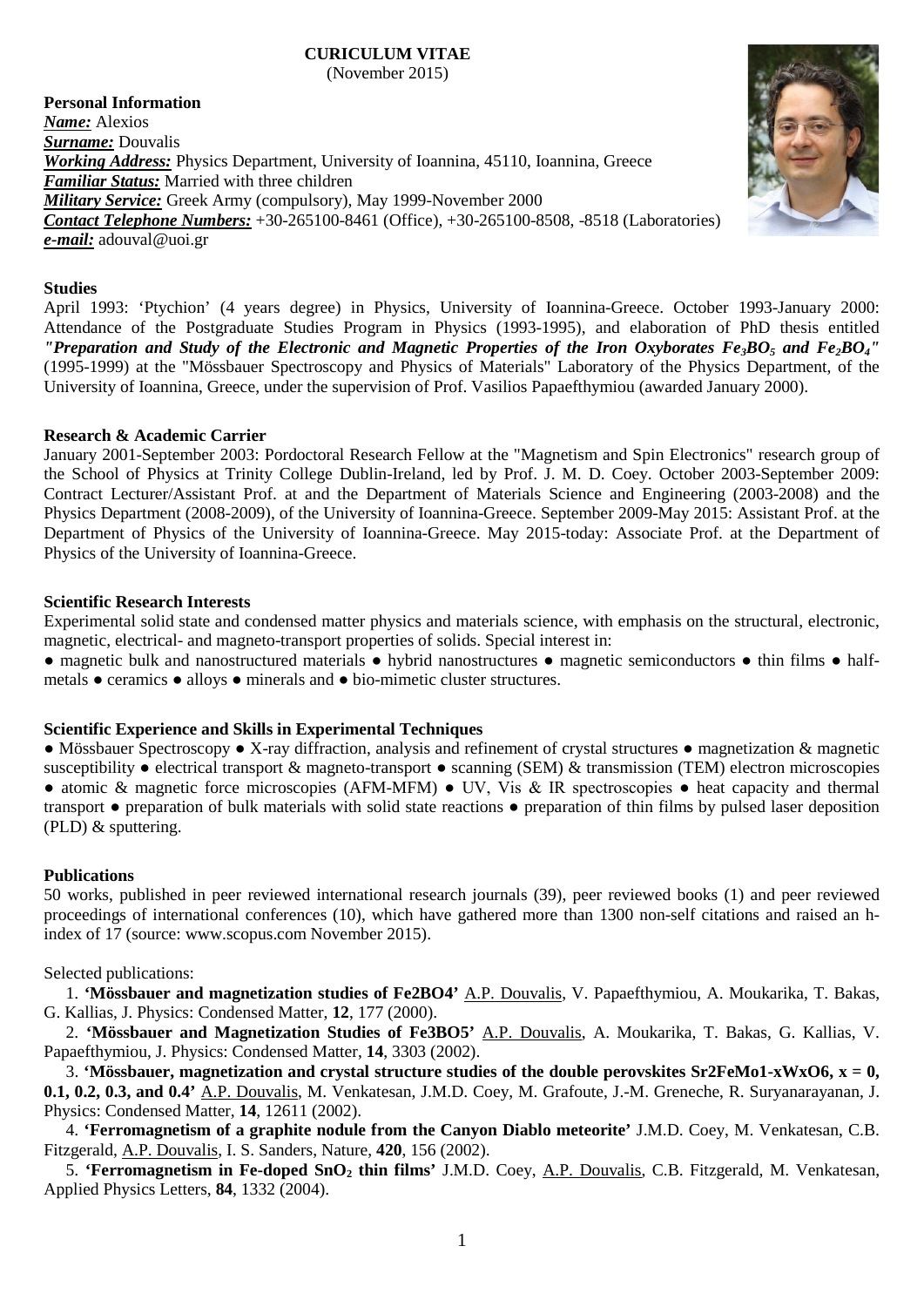**CURICULUM VITAE**
(November 2015)

**Personal Information**
***Name:*** Alexios
***Surname:*** Douvalis
***Working Address:*** Physics Department, University of Ioannina, 45110, Ioannina, Greece
***Familiar Status:*** Married with three children
***Military Service:*** Greek Army (compulsory), May 1999-November 2000
***Contact Telephone Numbers:*** +30-265100-8461 (Office), +30-265100-8508, -8518 (Laboratories)
***e-mail:*** adouval@uoi.gr

**Studies**

April 1993: 'Ptychion' (4 years degree) in Physics, University of Ioannina-Greece. October 1993-January 2000: Attendance of the Postgraduate Studies Program in Physics (1993-1995), and elaboration of PhD thesis entitled ***"Preparation and Study of the Electronic and Magnetic Properties of the Iron Oxyborates $Fe_3BO_5$ and $Fe_2BO_4$"*** (1995-1999) at the "Mössbauer Spectroscopy and Physics of Materials" Laboratory of the Physics Department, of the University of Ioannina, Greece, under the supervision of Prof. Vasilios Papaefthymiou (awarded January 2000).

**Research & Academic Carrier**

January 2001-September 2003: Pordoctoral Research Fellow at the "Magnetism and Spin Electronics" research group of the School of Physics at Trinity College Dublin-Ireland, led by Prof. J. M. D. Coey. October 2003-September 2009: Contract Lecturer/Assistant Prof. at and the Department of Materials Science and Engineering (2003-2008) and the Physics Department (2008-2009), of the University of Ioannina-Greece. September 2009-May 2015: Assistant Prof. at the Department of Physics of the University of Ioannina-Greece. May 2015-today: Associate Prof. at the Department of Physics of the University of Ioannina-Greece.

**Scientific Research Interests**

Experimental solid state and condensed matter physics and materials science, with emphasis on the structural, electronic, magnetic, electrical- and magneto-transport properties of solids. Special interest in:
● magnetic bulk and nanostructured materials ● hybrid nanostructures ● magnetic semiconductors ● thin films ● half-metals ● ceramics ● alloys ● minerals and ● bio-mimetic cluster structures.

**Scientific Experience and Skills in Experimental Techniques**

● Mössbauer Spectroscopy ● X-ray diffraction, analysis and refinement of crystal structures ● magnetization & magnetic susceptibility ● electrical transport & magneto-transport ● scanning (SEM) & transmission (TEM) electron microscopies ● atomic & magnetic force microscopies (AFM-MFM) ● UV, Vis & IR spectroscopies ● heat capacity and thermal transport ● preparation of bulk materials with solid state reactions ● preparation of thin films by pulsed laser deposition (PLD) & sputtering.

**Publications**

50 works, published in peer reviewed international research journals (39), peer reviewed books (1) and peer reviewed proceedings of international conferences (10), which have gathered more than 1300 non-self citations and raised an h-index of 17 (source: www.scopus.com November 2015).

Selected publications:

1. **'Mössbauer and magnetization studies of Fe2BO4'** A.P. Douvalis, V. Papaefthymiou, A. Moukarika, T. Bakas, G. Kallias, J. Physics: Condensed Matter, **12**, 177 (2000).
2. **'Mössbauer and Magnetization Studies of Fe3BO5'** A.P. Douvalis, A. Moukarika, T. Bakas, G. Kallias, V. Papaefthymiou, J. Physics: Condensed Matter, **14**, 3303 (2002).
3. **'Mössbauer, magnetization and crystal structure studies of the double perovskites Sr2FeMo1-xWxO6, x = 0, 0.1, 0.2, 0.3, and 0.4'** A.P. Douvalis, M. Venkatesan, J.M.D. Coey, M. Grafoute, J.-M. Greneche, R. Suryanarayanan, J. Physics: Condensed Matter, **14**, 12611 (2002).
4. **'Ferromagnetism of a graphite nodule from the Canyon Diablo meteorite'** J.M.D. Coey, M. Venkatesan, C.B. Fitzgerald, A.P. Douvalis, I. S. Sanders, Nature, **420**, 156 (2002).
5. **'Ferromagnetism in Fe-doped $SnO_2$ thin films'** J.M.D. Coey, A.P. Douvalis, C.B. Fitzgerald, M. Venkatesan, Applied Physics Letters, **84**, 1332 (2004).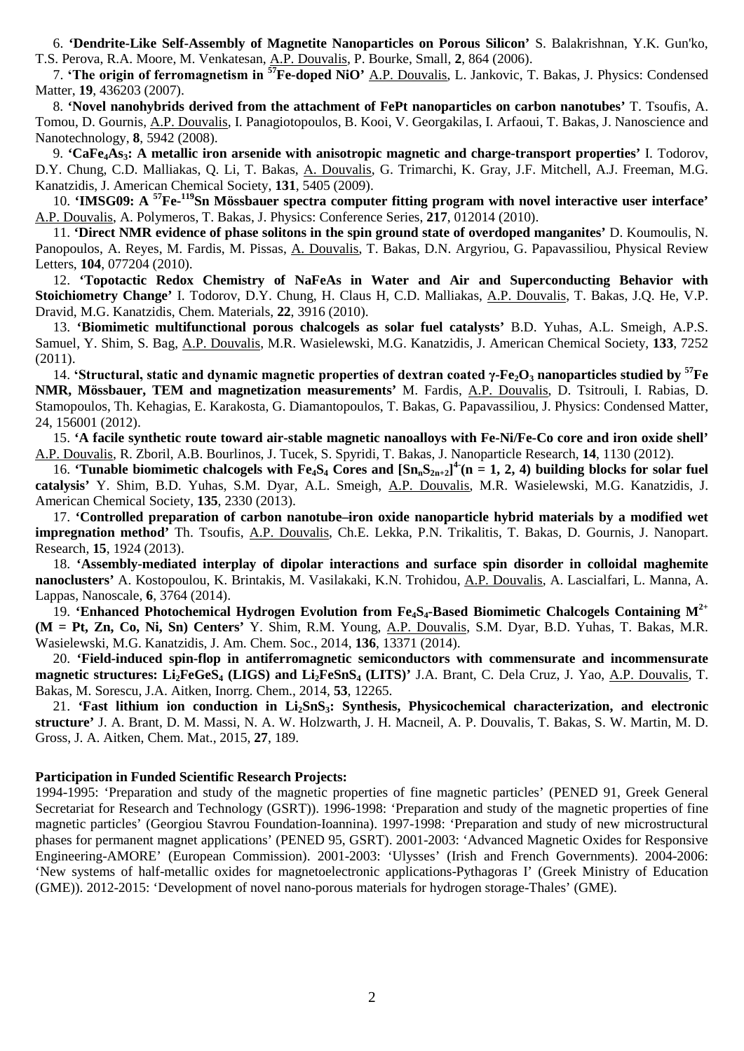6. **'Dendrite-Like Self-Assembly of Magnetite Nanoparticles on Porous Silicon'** S. Balakrishnan, Y.K. Gun'ko, T.S. Perova, R.A. Moore, M. Venkatesan, A.P. Douvalis, P. Bourke, Small, **2**, 864 (2006).

7. **'The origin of ferromagnetism in $^{57}$Fe-doped NiO'** A.P. Douvalis, L. Jankovic, T. Bakas, J. Physics: Condensed Matter, **19**, 436203 (2007).

8. **'Novel nanohybrids derived from the attachment of FePt nanoparticles on carbon nanotubes'** T. Tsoufis, A. Tomou, D. Gournis, A.P. Douvalis, I. Panagiotopoulos, B. Kooi, V. Georgakilas, I. Arfaoui, T. Bakas, J. Nanoscience and Nanotechnology, **8**, 5942 (2008).

9. **'$CaFe_4As_3$: A metallic iron arsenide with anisotropic magnetic and charge-transport properties'** I. Todorov, D.Y. Chung, C.D. Malliakas, Q. Li, T. Bakas, A. Douvalis, G. Trimarchi, K. Gray, J.F. Mitchell, A.J. Freeman, M.G. Kanatzidis, J. American Chemical Society, **131**, 5405 (2009).

10. **'IMSG09: A $^{57}$Fe-$^{119}$Sn Mössbauer spectra computer fitting program with novel interactive user interface'** A.P. Douvalis, A. Polymeros, T. Bakas, J. Physics: Conference Series, **217**, 012014 (2010).

11. **'Direct NMR evidence of phase solitons in the spin ground state of overdoped manganites'** D. Koumoulis, N. Panopoulos, A. Reyes, M. Fardis, M. Pissas, A. Douvalis, T. Bakas, D.N. Argyriou, G. Papavassiliou, Physical Review Letters, **104**, 077204 (2010).

12. **'Topotactic Redox Chemistry of NaFeAs in Water and Air and Superconducting Behavior with Stoichiometry Change'** I. Todorov, D.Y. Chung, H. Claus H, C.D. Malliakas, A.P. Douvalis, T. Bakas, J.Q. He, V.P. Dravid, M.G. Kanatzidis, Chem. Materials, **22**, 3916 (2010).

13. **'Biomimetic multifunctional porous chalcogels as solar fuel catalysts'** B.D. Yuhas, A.L. Smeigh, A.P.S. Samuel, Y. Shim, S. Bag, A.P. Douvalis, M.R. Wasielewski, M.G. Kanatzidis, J. American Chemical Society, **133**, 7252 (2011).

14. **'Structural, static and dynamic magnetic properties of dextran coated $\gamma$-$Fe_2O_3$ nanoparticles studied by $^{57}$Fe NMR, Mössbauer, TEM and magnetization measurements'** M. Fardis, A.P. Douvalis, D. Tsitrouli, I. Rabias, D. Stamopoulos, Th. Kehagias, E. Karakosta, G. Diamantopoulos, T. Bakas, G. Papavassiliou, J. Physics: Condensed Matter, 24, 156001 (2012).

15. **'A facile synthetic route toward air-stable magnetic nanoalloys with Fe-Ni/Fe-Co core and iron oxide shell'** A.P. Douvalis, R. Zboril, A.B. Bourlinos, J. Tucek, S. Spyridi, T. Bakas, J. Nanoparticle Research, **14**, 1130 (2012).

16. **'Tunable biomimetic chalcogels with $Fe_4S_4$ Cores and $[Sn_nS_{2n+2}]^{4-}$ (n = 1, 2, 4) building blocks for solar fuel catalysis'** Y. Shim, B.D. Yuhas, S.M. Dyar, A.L. Smeigh, A.P. Douvalis, M.R. Wasielewski, M.G. Kanatzidis, J. American Chemical Society, **135**, 2330 (2013).

17. **'Controlled preparation of carbon nanotube–iron oxide nanoparticle hybrid materials by a modified wet impregnation method'** Th. Tsoufis, A.P. Douvalis, Ch.E. Lekka, P.N. Trikalitis, T. Bakas, D. Gournis, J. Nanopart. Research, **15**, 1924 (2013).

18. **'Assembly-mediated interplay of dipolar interactions and surface spin disorder in colloidal maghemite nanoclusters'** A. Kostopoulou, K. Brintakis, M. Vasilakaki, K.N. Trohidou, A.P. Douvalis, A. Lascialfari, L. Manna, A. Lappas, Nanoscale, **6**, 3764 (2014).

19. **'Enhanced Photochemical Hydrogen Evolution from $Fe_4S_4$-Based Biomimetic Chalcogels Containing $M^{2+}$ (M = Pt, Zn, Co, Ni, Sn) Centers'** Y. Shim, R.M. Young, A.P. Douvalis, S.M. Dyar, B.D. Yuhas, T. Bakas, M.R. Wasielewski, M.G. Kanatzidis, J. Am. Chem. Soc., 2014, **136**, 13371 (2014).

20. **'Field-induced spin-flop in antiferromagnetic semiconductors with commensurate and incommensurate magnetic structures: $Li_2FeGeS_4$ (LIGS) and $Li_2FeSnS_4$ (LITS)'** J.A. Brant, C. Dela Cruz, J. Yao, A.P. Douvalis, T. Bakas, M. Sorescu, J.A. Aitken, Inorrg. Chem., 2014, **53**, 12265.

21. **'Fast lithium ion conduction in $Li_2SnS_3$: Synthesis, Physicochemical characterization, and electronic structure'** J. A. Brant, D. M. Massi, N. A. W. Holzwarth, J. H. Macneil, A. P. Douvalis, T. Bakas, S. W. Martin, M. D. Gross, J. A. Aitken, Chem. Mat., 2015, **27**, 189.

**Participation in Funded Scientific Research Projects:**

1994-1995: 'Preparation and study of the magnetic properties of fine magnetic particles' (PENED 91, Greek General Secretariat for Research and Technology (GSRT)). 1996-1998: 'Preparation and study of the magnetic properties of fine magnetic particles' (Georgiou Stavrou Foundation-Ioannina). 1997-1998: 'Preparation and study of new microstructural phases for permanent magnet applications' (PENED 95, GSRT). 2001-2003: 'Advanced Magnetic Oxides for Responsive Engineering-AMORE' (European Commission). 2001-2003: 'Ulysses' (Irish and French Governments). 2004-2006: 'New systems of half-metallic oxides for magnetoelectronic applications-Pythagoras I' (Greek Ministry of Education (GME)). 2012-2015: 'Development of novel nano-porous materials for hydrogen storage-Thales' (GME).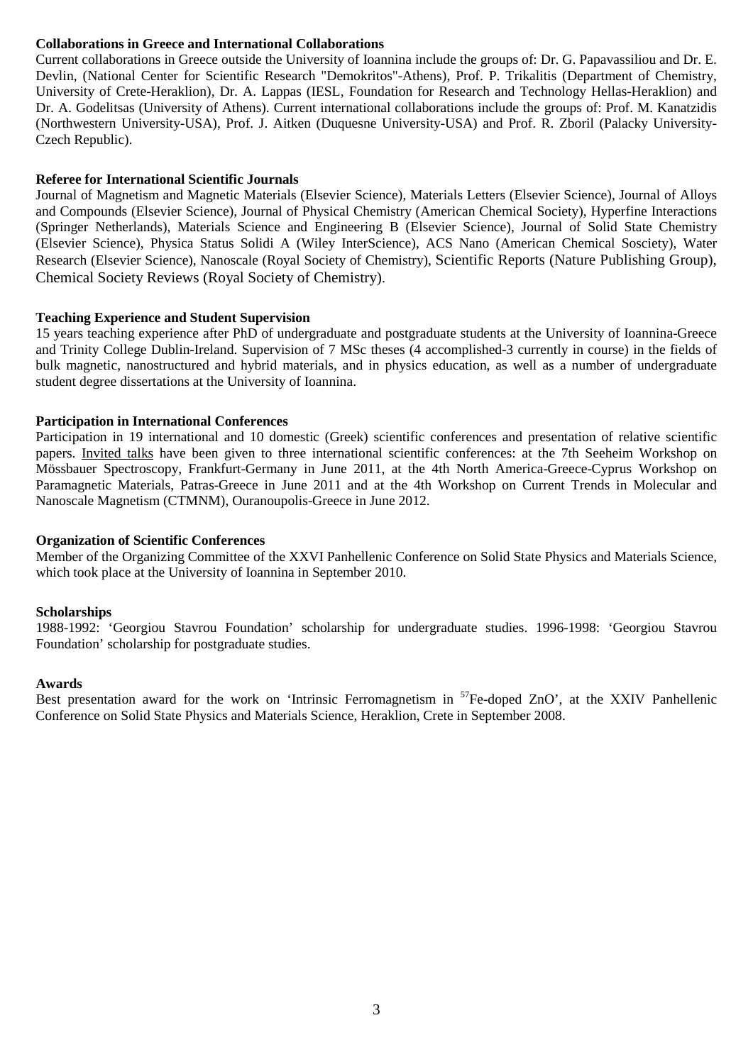**Collaborations in Greece and International Collaborations**

Current collaborations in Greece outside the University of Ioannina include the groups of: Dr. G. Papavassiliou and Dr. E. Devlin, (National Center for Scientific Research "Demokritos"-Athens), Prof. P. Trikalitis (Department of Chemistry, University of Crete-Heraklion), Dr. A. Lappas (IESL, Foundation for Research and Technology Hellas-Heraklion) and Dr. A. Godelitsas (University of Athens). Current international collaborations include the groups of: Prof. M. Kanatzidis (Northwestern University-USA), Prof. J. Aitken (Duquesne University-USA) and Prof. R. Zboril (Palacky University-Czech Republic).

**Referee for International Scientific Journals**

Journal of Magnetism and Magnetic Materials (Elsevier Science), Materials Letters (Elsevier Science), Journal of Alloys and Compounds (Elsevier Science), Journal of Physical Chemistry (American Chemical Society), Hyperfine Interactions (Springer Netherlands), Materials Science and Engineering B (Elsevier Science), Journal of Solid State Chemistry (Elsevier Science), Physica Status Solidi A (Wiley InterScience), ACS Nano (American Chemical Sosciety), Water Research (Elsevier Science), Nanoscale (Royal Society of Chemistry), Scientific Reports (Nature Publishing Group), Chemical Society Reviews (Royal Society of Chemistry).

**Teaching Experience and Student Supervision**

15 years teaching experience after PhD of undergraduate and postgraduate students at the University of Ioannina-Greece and Trinity College Dublin-Ireland. Supervision of 7 MSc theses (4 accomplished-3 currently in course) in the fields of bulk magnetic, nanostructured and hybrid materials, and in physics education, as well as a number of undergraduate student degree dissertations at the University of Ioannina.

**Participation in International Conferences**

Participation in 19 international and 10 domestic (Greek) scientific conferences and presentation of relative scientific papers. Invited talks have been given to three international scientific conferences: at the 7th Seeheim Workshop on Mössbauer Spectroscopy, Frankfurt-Germany in June 2011, at the 4th North America-Greece-Cyprus Workshop on Paramagnetic Materials, Patras-Greece in June 2011 and at the 4th Workshop on Current Trends in Molecular and Nanoscale Magnetism (CTMNM), Ouranoupolis-Greece in June 2012.

**Organization of Scientific Conferences**

Member of the Organizing Committee of the XXVI Panhellenic Conference on Solid State Physics and Materials Science, which took place at the University of Ioannina in September 2010.

**Scholarships**

1988-1992: 'Georgiou Stavrou Foundation' scholarship for undergraduate studies. 1996-1998: 'Georgiou Stavrou Foundation' scholarship for postgraduate studies.

**Awards**

Best presentation award for the work on 'Intrinsic Ferromagnetism in $^{57}$Fe-doped ZnO', at the XXIV Panhellenic Conference on Solid State Physics and Materials Science, Heraklion, Crete in September 2008.